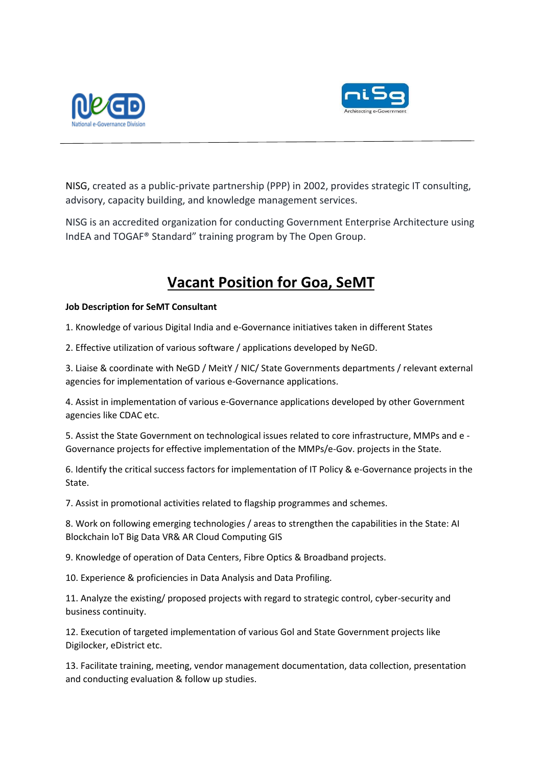NISG, created as a public-private partnership (PPP) in 2002, provides strategic IT consulting, advisory, capacity building, and knowledge management services.

NISG is an accredited organization for conducting Government Enterprise Architecture using IndEA and TOGAF® Standard" training program by The Open Group.

# Vacant Position for Goa, SeMT

**Job Description for SeMT Consultant**

1. Knowledge of various Digital India and e-Governance initiatives taken in different States

2. Effective utilization of various software / applications developed by NeGD.

3. Liaise & coordinate with NeGD / MeitY / NIC/ State Governments departments / relevant external agencies for implementation of various e-Governance applications.

4. Assist in implementation of various e-Governance applications developed by other Government agencies like CDAC etc.

5. Assist the State Government on technological issues related to core infrastructure, MMPs and e -Governance projects for effective implementation of the MMPs/e-Gov. projects in the State.

6. Identify the critical success factors for implementation of IT Policy & e-Governance projects in the State.

7. Assist in promotional activities related to flagship programmes and schemes.

8. Work on following emerging technologies / areas to strengthen the capabilities in the State: AI Blockchain IoT Big Data VR& AR Cloud Computing GIS

9. Knowledge of operation of Data Centers, Fibre Optics & Broadband projects.

10. Experience & proficiencies in Data Analysis and Data Profiling.

11. Analyze the existing/ proposed projects with regard to strategic control, cyber-security and business continuity.

12. Execution of targeted implementation of various GoI and State Government projects like Digilocker, eDistrict etc.

13. Facilitate training, meeting, vendor management documentation, data collection, presentation and conducting evaluation & follow up studies.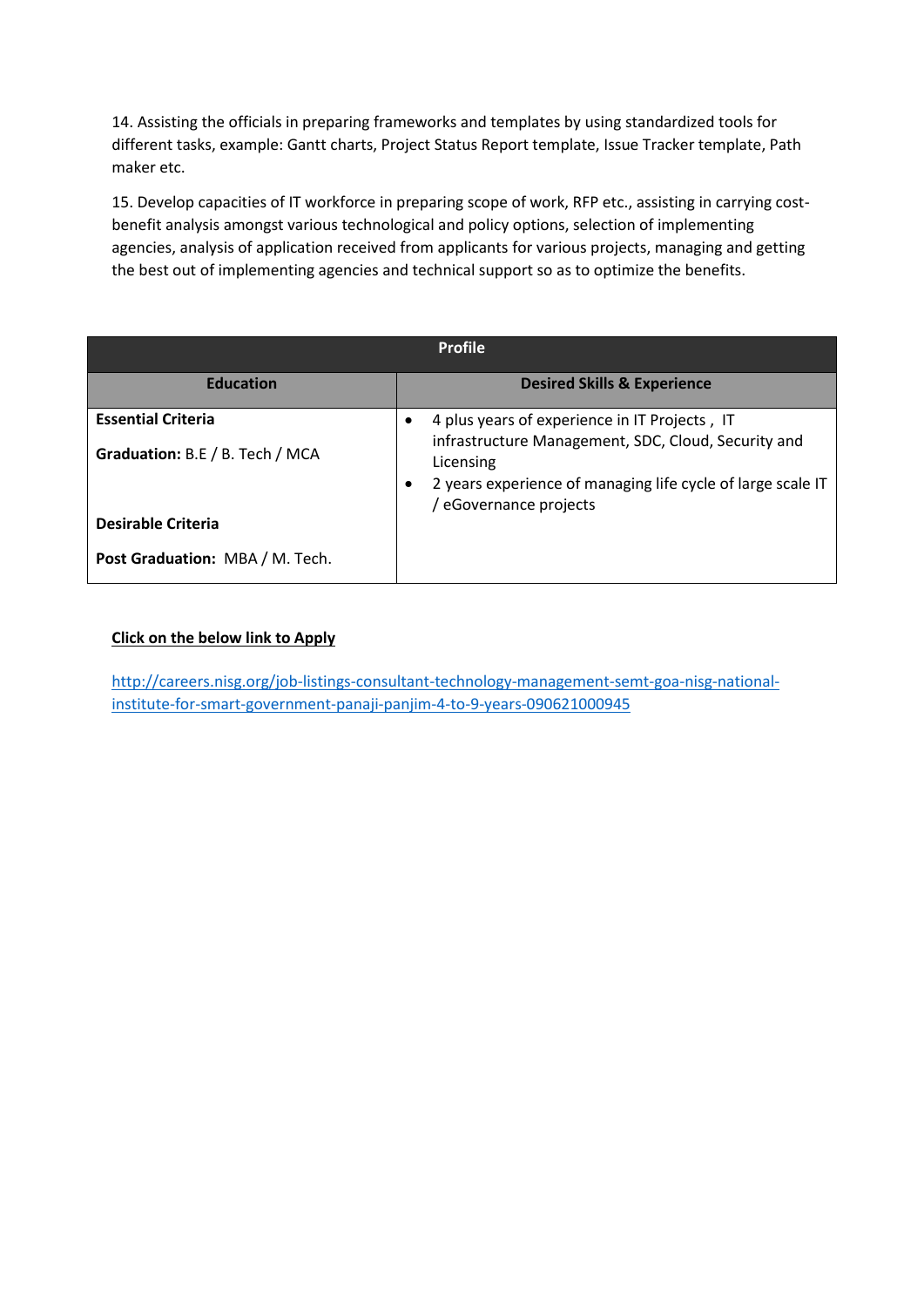14. Assisting the officials in preparing frameworks and templates by using standardized tools for different tasks, example: Gantt charts, Project Status Report template, Issue Tracker template, Path maker etc.

15. Develop capacities of IT workforce in preparing scope of work, RFP etc., assisting in carrying cost-benefit analysis amongst various technological and policy options, selection of implementing agencies, analysis of application received from applicants for various projects, managing and getting the best out of implementing agencies and technical support so as to optimize the benefits.

| Profile | |
|---|---|
| **Education** | **Desired Skills & Experience** |
| **Essential Criteria**<br><br>**Graduation:** B.E / B. Tech / MCA<br><br>**Desirable Criteria**<br><br>**Post Graduation:** MBA / M. Tech. | • 4 plus years of experience in IT Projects , IT infrastructure Management, SDC, Cloud, Security and Licensing<br>• 2 years experience of managing life cycle of large scale IT / eGovernance projects |

**Click on the below link to Apply**

http://careers.nisg.org/job-listings-consultant-technology-management-semt-goa-nisg-national-institute-for-smart-government-panaji-panjim-4-to-9-years-090621000945